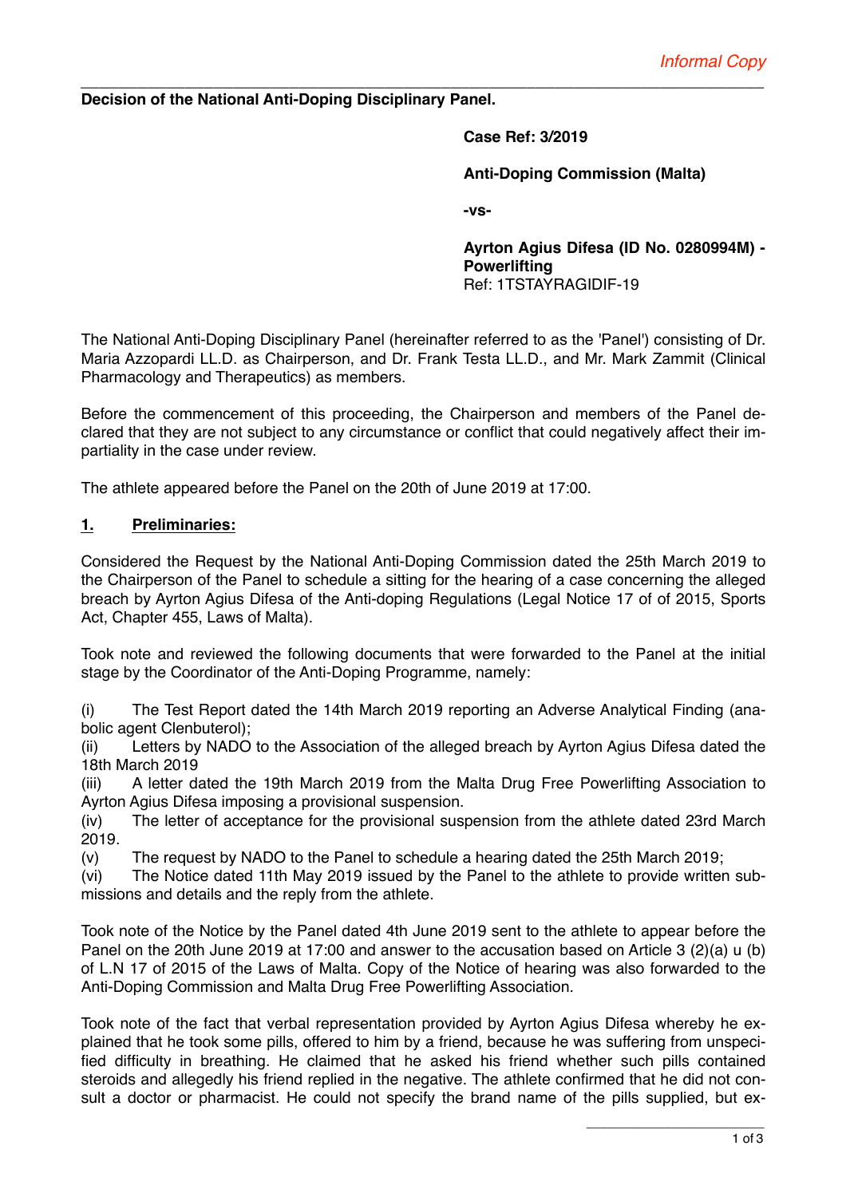*Informal Copy*

**Decision of the National Anti-Doping Disciplinary Panel.**

**Case Ref: 3/2019**

**Anti-Doping Commission (Malta)**

**-vs-**

**Ayrton Agius Difesa (ID No. 0280994M) - Powerlifting**
Ref: 1TSTAYRAGIDIF-19

The National Anti-Doping Disciplinary Panel (hereinafter referred to as the 'Panel') consisting of Dr. Maria Azzopardi LL.D. as Chairperson, and Dr. Frank Testa LL.D., and Mr. Mark Zammit (Clinical Pharmacology and Therapeutics) as members.

Before the commencement of this proceeding, the Chairperson and members of the Panel declared that they are not subject to any circumstance or conflict that could negatively affect their impartiality in the case under review.

The athlete appeared before the Panel on the 20th of June 2019 at 17:00.

## 1. Preliminaries:

Considered the Request by the National Anti-Doping Commission dated the 25th March 2019 to the Chairperson of the Panel to schedule a sitting for the hearing of a case concerning the alleged breach by Ayrton Agius Difesa of the Anti-doping Regulations (Legal Notice 17 of of 2015, Sports Act, Chapter 455, Laws of Malta).

Took note and reviewed the following documents that were forwarded to the Panel at the initial stage by the Coordinator of the Anti-Doping Programme, namely:

(i) The Test Report dated the 14th March 2019 reporting an Adverse Analytical Finding (anabolic agent Clenbuterol);
(ii) Letters by NADO to the Association of the alleged breach by Ayrton Agius Difesa dated the 18th March 2019
(iii) A letter dated the 19th March 2019 from the Malta Drug Free Powerlifting Association to Ayrton Agius Difesa imposing a provisional suspension.
(iv) The letter of acceptance for the provisional suspension from the athlete dated 23rd March 2019.
(v) The request by NADO to the Panel to schedule a hearing dated the 25th March 2019;
(vi) The Notice dated 11th May 2019 issued by the Panel to the athlete to provide written submissions and details and the reply from the athlete.

Took note of the Notice by the Panel dated 4th June 2019 sent to the athlete to appear before the Panel on the 20th June 2019 at 17:00 and answer to the accusation based on Article 3 (2)(a) u (b) of L.N 17 of 2015 of the Laws of Malta. Copy of the Notice of hearing was also forwarded to the Anti-Doping Commission and Malta Drug Free Powerlifting Association.

Took note of the fact that verbal representation provided by Ayrton Agius Difesa whereby he explained that he took some pills, offered to him by a friend, because he was suffering from unspecified difficulty in breathing. He claimed that he asked his friend whether such pills contained steroids and allegedly his friend replied in the negative. The athlete confirmed that he did not consult a doctor or pharmacist. He could not specify the brand name of the pills supplied, but ex-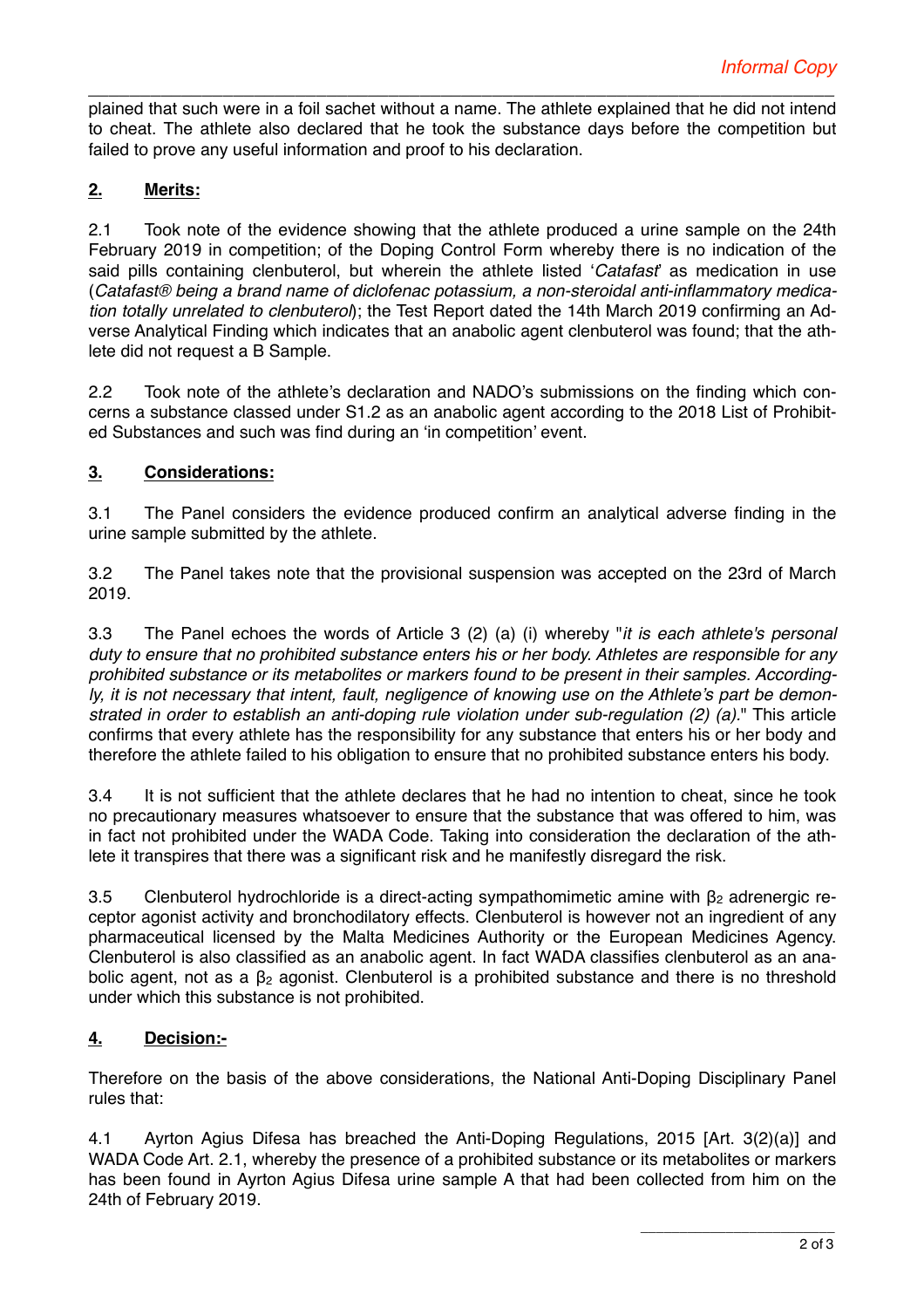plained that such were in a foil sachet without a name. The athlete explained that he did not intend to cheat. The athlete also declared that he took the substance days before the competition but failed to prove any useful information and proof to his declaration.

## 2. Merits:

2.1 Took note of the evidence showing that the athlete produced a urine sample on the 24th February 2019 in competition; of the Doping Control Form whereby there is no indication of the said pills containing clenbuterol, but wherein the athlete listed '*Catafast*' as medication in use (*Catafast® being a brand name of diclofenac potassium, a non-steroidal anti-inflammatory medication totally unrelated to clenbuterol*); the Test Report dated the 14th March 2019 confirming an Adverse Analytical Finding which indicates that an anabolic agent clenbuterol was found; that the athlete did not request a B Sample.

2.2 Took note of the athlete's declaration and NADO's submissions on the finding which concerns a substance classed under S1.2 as an anabolic agent according to the 2018 List of Prohibited Substances and such was find during an 'in competition' event.

## 3. Considerations:

3.1 The Panel considers the evidence produced confirm an analytical adverse finding in the urine sample submitted by the athlete.

3.2 The Panel takes note that the provisional suspension was accepted on the 23rd of March 2019.

3.3 The Panel echoes the words of Article 3 (2) (a) (i) whereby "*it is each athlete's personal duty to ensure that no prohibited substance enters his or her body. Athletes are responsible for any prohibited substance or its metabolites or markers found to be present in their samples. Accordingly, it is not necessary that intent, fault, negligence of knowing use on the Athlete's part be demonstrated in order to establish an anti-doping rule violation under sub-regulation (2) (a).*" This article confirms that every athlete has the responsibility for any substance that enters his or her body and therefore the athlete failed to his obligation to ensure that no prohibited substance enters his body.

3.4 It is not sufficient that the athlete declares that he had no intention to cheat, since he took no precautionary measures whatsoever to ensure that the substance that was offered to him, was in fact not prohibited under the WADA Code. Taking into consideration the declaration of the athlete it transpires that there was a significant risk and he manifestly disregard the risk.

3.5 Clenbuterol hydrochloride is a direct-acting sympathomimetic amine with $\beta_2$ adrenergic receptor agonist activity and bronchodilatory effects. Clenbuterol is however not an ingredient of any pharmaceutical licensed by the Malta Medicines Authority or the European Medicines Agency. Clenbuterol is also classified as an anabolic agent. In fact WADA classifies clenbuterol as an anabolic agent, not as a $\beta_2$ agonist. Clenbuterol is a prohibited substance and there is no threshold under which this substance is not prohibited.

## 4. Decision:-

Therefore on the basis of the above considerations, the National Anti-Doping Disciplinary Panel rules that:

4.1 Ayrton Agius Difesa has breached the Anti-Doping Regulations, 2015 [Art. 3(2)(a)] and WADA Code Art. 2.1, whereby the presence of a prohibited substance or its metabolites or markers has been found in Ayrton Agius Difesa urine sample A that had been collected from him on the 24th of February 2019.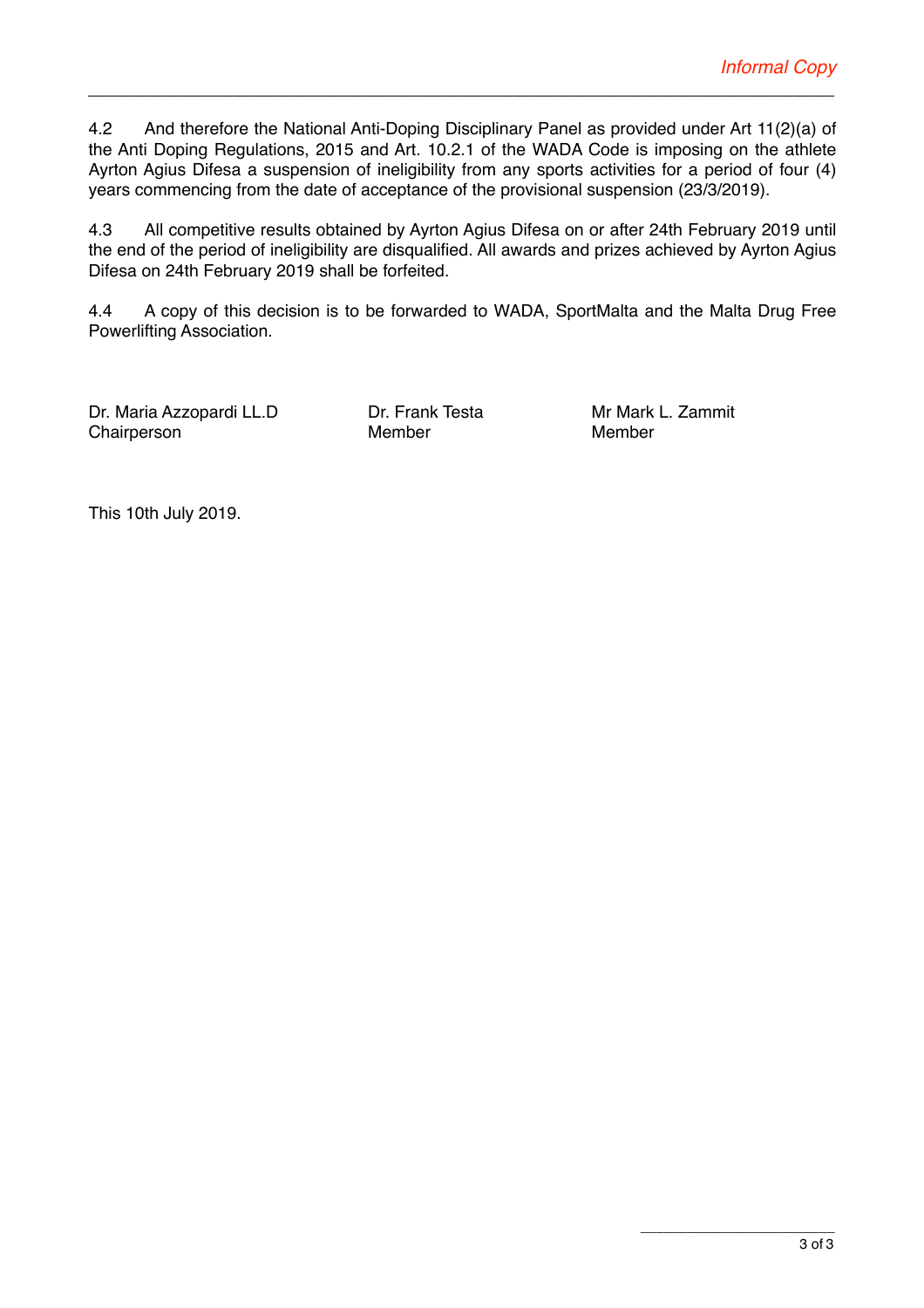4.2 And therefore the National Anti-Doping Disciplinary Panel as provided under Art 11(2)(a) of the Anti Doping Regulations, 2015 and Art. 10.2.1 of the WADA Code is imposing on the athlete Ayrton Agius Difesa a suspension of ineligibility from any sports activities for a period of four (4) years commencing from the date of acceptance of the provisional suspension (23/3/2019).

4.3 All competitive results obtained by Ayrton Agius Difesa on or after 24th February 2019 until the end of the period of ineligibility are disqualified. All awards and prizes achieved by Ayrton Agius Difesa on 24th February 2019 shall be forfeited.

4.4 A copy of this decision is to be forwarded to WADA, SportMalta and the Malta Drug Free Powerlifting Association.

Dr. Maria Azzopardi LL.D
Chairperson

Dr. Frank Testa
Member

Mr Mark L. Zammit
Member

This 10th July 2019.